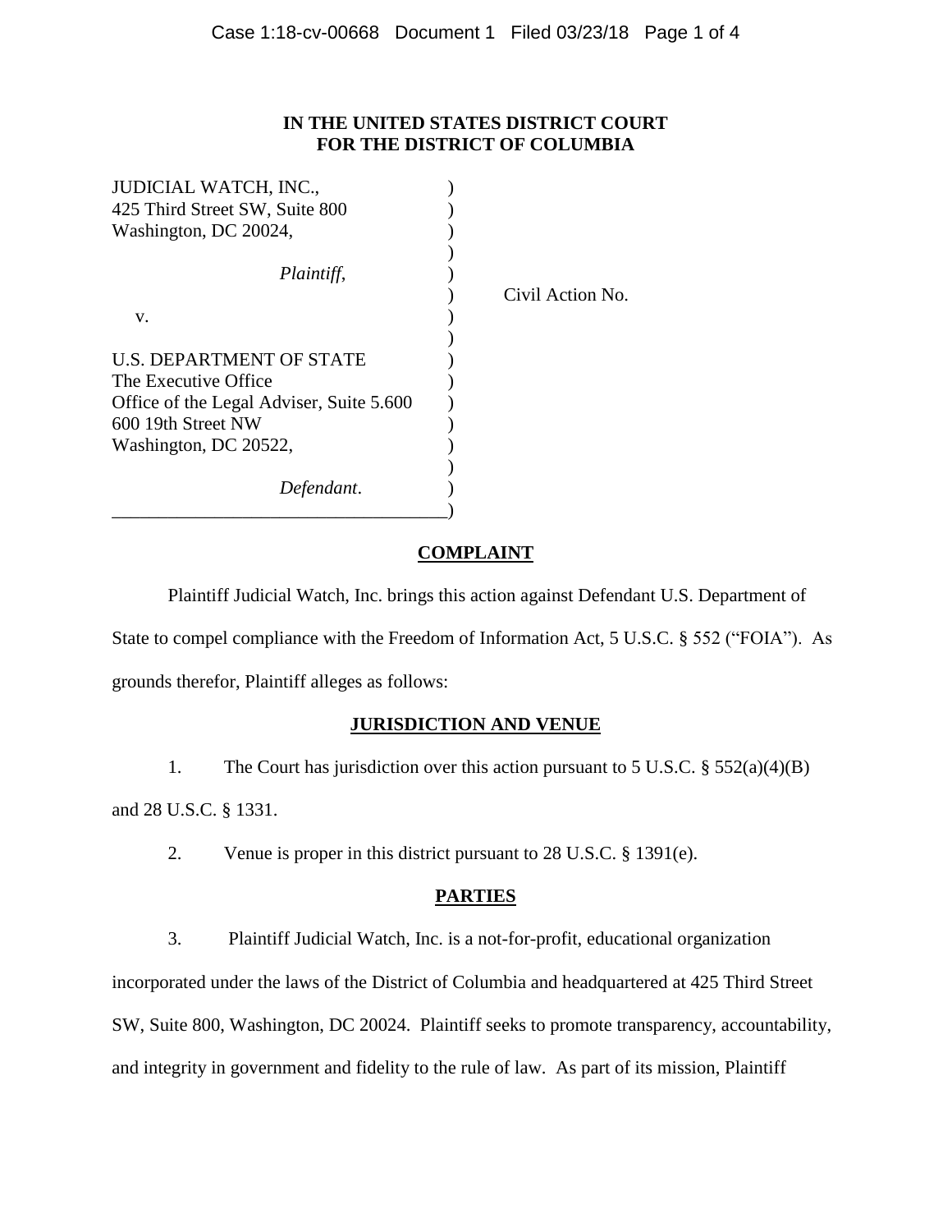**IN THE UNITED STATES DISTRICT COURT**
**FOR THE DISTRICT OF COLUMBIA**

JUDICIAL WATCH, INC.,
425 Third Street SW, Suite 800
Washington, DC 20024,

*Plaintiff*,

v.

U.S. DEPARTMENT OF STATE
The Executive Office
Office of the Legal Adviser, Suite 5.600
600 19th Street NW
Washington, DC 20522,

*Defendant*.

Civil Action No.

## COMPLAINT

Plaintiff Judicial Watch, Inc. brings this action against Defendant U.S. Department of State to compel compliance with the Freedom of Information Act, 5 U.S.C. § 552 ("FOIA"). As grounds therefor, Plaintiff alleges as follows:

## JURISDICTION AND VENUE

1. The Court has jurisdiction over this action pursuant to 5 U.S.C. § 552(a)(4)(B) and 28 U.S.C. § 1331.

2. Venue is proper in this district pursuant to 28 U.S.C. § 1391(e).

## PARTIES

3. Plaintiff Judicial Watch, Inc. is a not-for-profit, educational organization incorporated under the laws of the District of Columbia and headquartered at 425 Third Street SW, Suite 800, Washington, DC 20024. Plaintiff seeks to promote transparency, accountability, and integrity in government and fidelity to the rule of law. As part of its mission, Plaintiff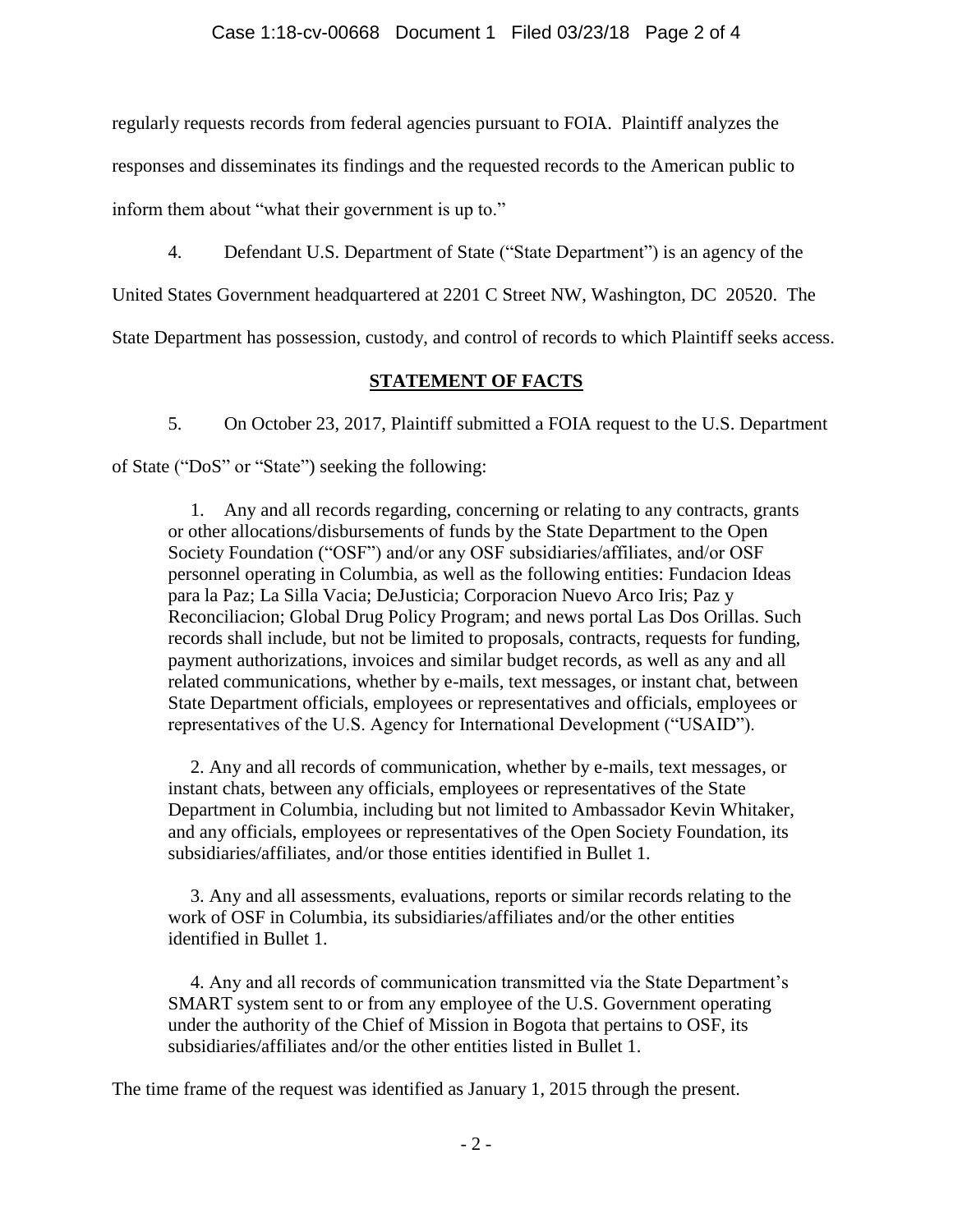regularly requests records from federal agencies pursuant to FOIA. Plaintiff analyzes the responses and disseminates its findings and the requested records to the American public to inform them about "what their government is up to."

4. Defendant U.S. Department of State ("State Department") is an agency of the United States Government headquartered at 2201 C Street NW, Washington, DC 20520. The State Department has possession, custody, and control of records to which Plaintiff seeks access.

## **STATEMENT OF FACTS**

5. On October 23, 2017, Plaintiff submitted a FOIA request to the U.S. Department of State ("DoS" or "State") seeking the following:

> 1. Any and all records regarding, concerning or relating to any contracts, grants or other allocations/disbursements of funds by the State Department to the Open Society Foundation ("OSF") and/or any OSF subsidiaries/affiliates, and/or OSF personnel operating in Columbia, as well as the following entities: Fundacion Ideas para la Paz; La Silla Vacia; DeJusticia; Corporacion Nuevo Arco Iris; Paz y Reconciliacion; Global Drug Policy Program; and news portal Las Dos Orillas. Such records shall include, but not be limited to proposals, contracts, requests for funding, payment authorizations, invoices and similar budget records, as well as any and all related communications, whether by e-mails, text messages, or instant chat, between State Department officials, employees or representatives and officials, employees or representatives of the U.S. Agency for International Development ("USAID").
>
> 2. Any and all records of communication, whether by e-mails, text messages, or instant chats, between any officials, employees or representatives of the State Department in Columbia, including but not limited to Ambassador Kevin Whitaker, and any officials, employees or representatives of the Open Society Foundation, its subsidiaries/affiliates, and/or those entities identified in Bullet 1.
>
> 3. Any and all assessments, evaluations, reports or similar records relating to the work of OSF in Columbia, its subsidiaries/affiliates and/or the other entities identified in Bullet 1.
>
> 4. Any and all records of communication transmitted via the State Department's SMART system sent to or from any employee of the U.S. Government operating under the authority of the Chief of Mission in Bogota that pertains to OSF, its subsidiaries/affiliates and/or the other entities listed in Bullet 1.

The time frame of the request was identified as January 1, 2015 through the present.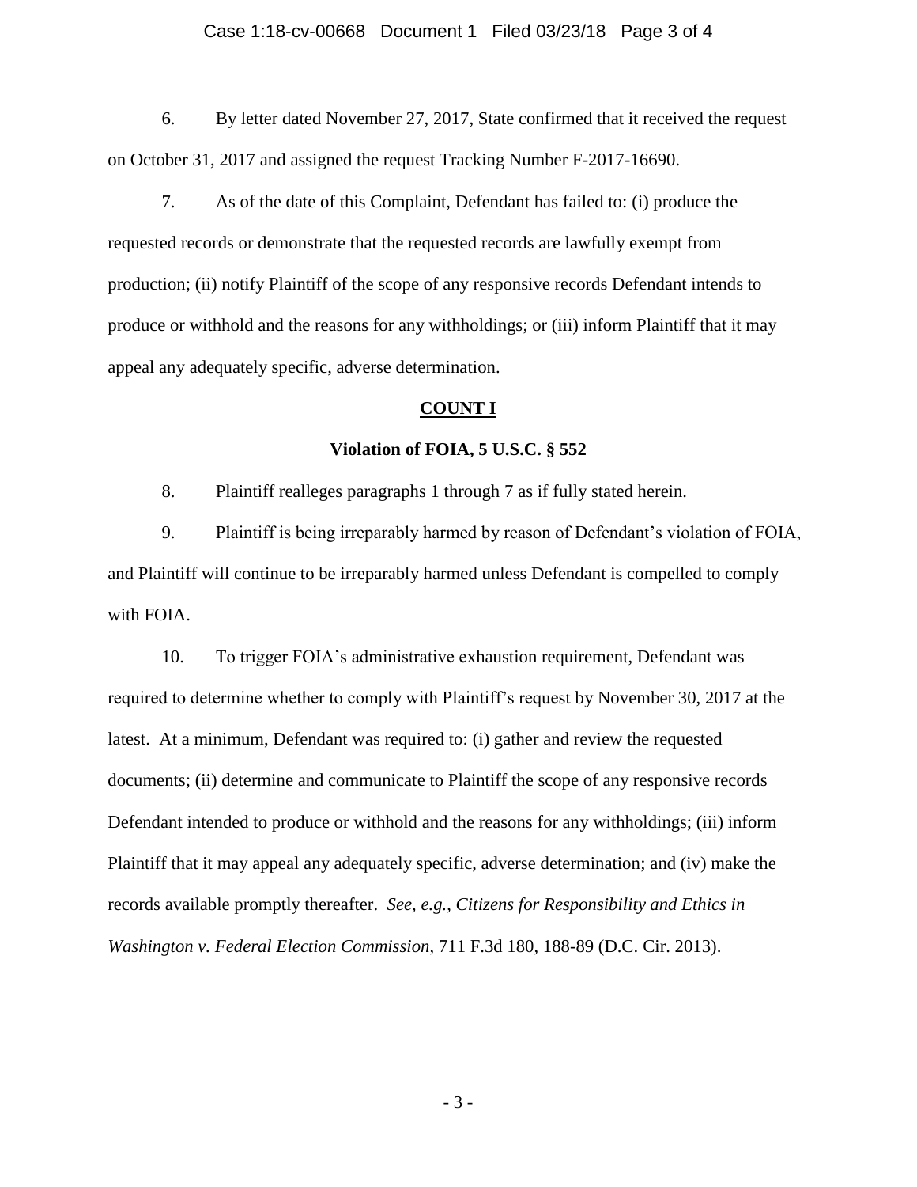6. By letter dated November 27, 2017, State confirmed that it received the request on October 31, 2017 and assigned the request Tracking Number F-2017-16690.

7. As of the date of this Complaint, Defendant has failed to: (i) produce the requested records or demonstrate that the requested records are lawfully exempt from production; (ii) notify Plaintiff of the scope of any responsive records Defendant intends to produce or withhold and the reasons for any withholdings; or (iii) inform Plaintiff that it may appeal any adequately specific, adverse determination.

**COUNT I**

**Violation of FOIA, 5 U.S.C. § 552**

8. Plaintiff realleges paragraphs 1 through 7 as if fully stated herein.

9. Plaintiff is being irreparably harmed by reason of Defendant's violation of FOIA, and Plaintiff will continue to be irreparably harmed unless Defendant is compelled to comply with FOIA.

10. To trigger FOIA's administrative exhaustion requirement, Defendant was required to determine whether to comply with Plaintiff's request by November 30, 2017 at the latest. At a minimum, Defendant was required to: (i) gather and review the requested documents; (ii) determine and communicate to Plaintiff the scope of any responsive records Defendant intended to produce or withhold and the reasons for any withholdings; (iii) inform Plaintiff that it may appeal any adequately specific, adverse determination; and (iv) make the records available promptly thereafter. *See, e.g.*, *Citizens for Responsibility and Ethics in Washington v. Federal Election Commission*, 711 F.3d 180, 188-89 (D.C. Cir. 2013).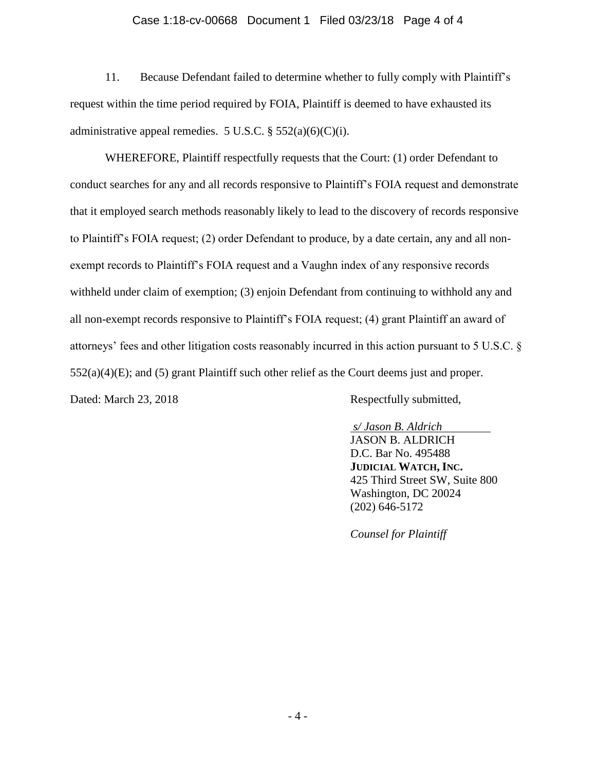11. Because Defendant failed to determine whether to fully comply with Plaintiff's request within the time period required by FOIA, Plaintiff is deemed to have exhausted its administrative appeal remedies. 5 U.S.C. § 552(a)(6)(C)(i).

WHEREFORE, Plaintiff respectfully requests that the Court: (1) order Defendant to conduct searches for any and all records responsive to Plaintiff's FOIA request and demonstrate that it employed search methods reasonably likely to lead to the discovery of records responsive to Plaintiff's FOIA request; (2) order Defendant to produce, by a date certain, any and all non-exempt records to Plaintiff's FOIA request and a Vaughn index of any responsive records withheld under claim of exemption; (3) enjoin Defendant from continuing to withhold any and all non-exempt records responsive to Plaintiff's FOIA request; (4) grant Plaintiff an award of attorneys' fees and other litigation costs reasonably incurred in this action pursuant to 5 U.S.C. § 552(a)(4)(E); and (5) grant Plaintiff such other relief as the Court deems just and proper.

Dated: March 23, 2018

Respectfully submitted,

*s/ Jason B. Aldrich*
JASON B. ALDRICH
D.C. Bar No. 495488
**JUDICIAL WATCH, INC.**
425 Third Street SW, Suite 800
Washington, DC 20024
(202) 646-5172

*Counsel for Plaintiff*